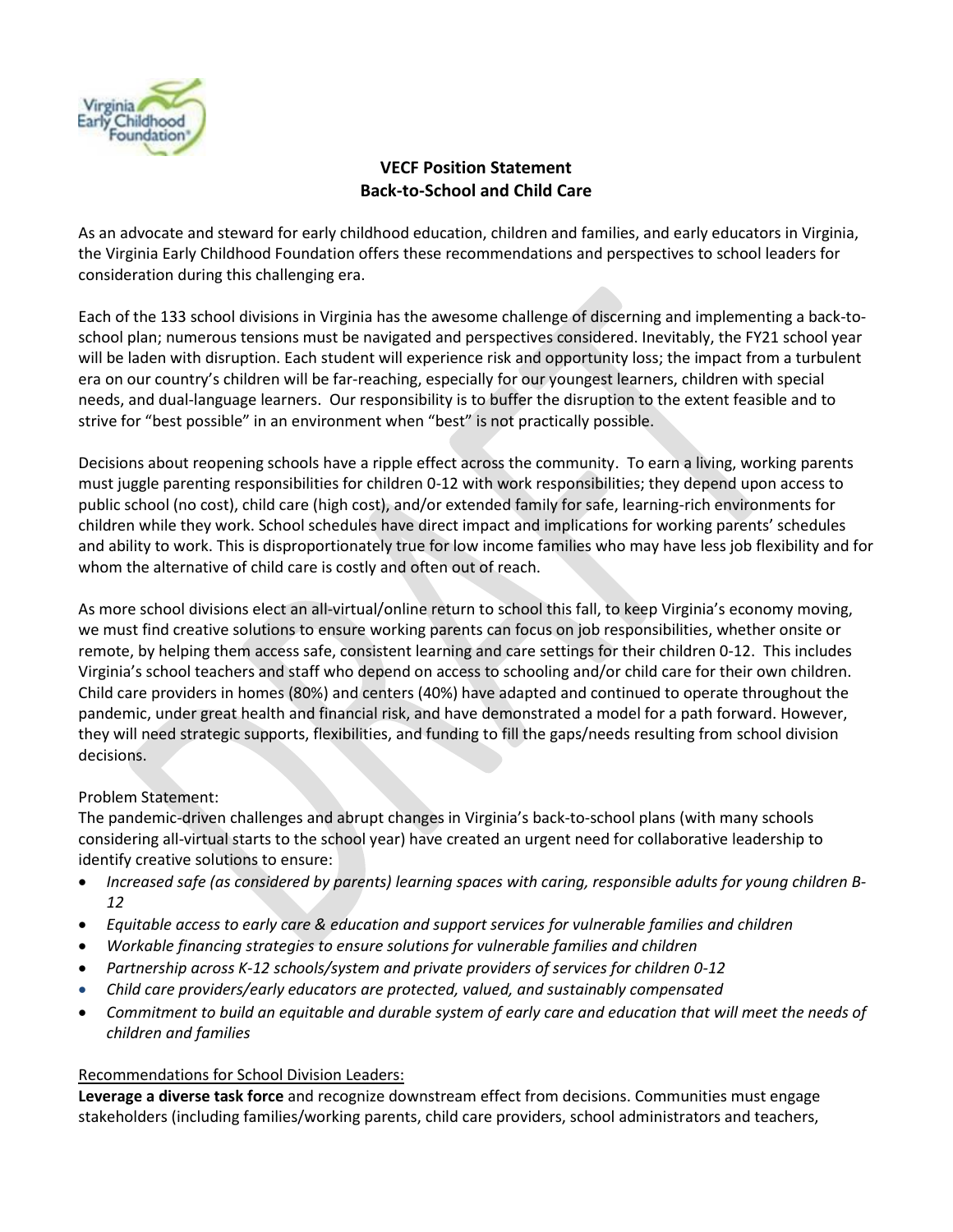## VECF Position Statement
## Back-to-School and Child Care

As an advocate and steward for early childhood education, children and families, and early educators in Virginia, the Virginia Early Childhood Foundation offers these recommendations and perspectives to school leaders for consideration during this challenging era.

Each of the 133 school divisions in Virginia has the awesome challenge of discerning and implementing a back-to-school plan; numerous tensions must be navigated and perspectives considered. Inevitably, the FY21 school year will be laden with disruption. Each student will experience risk and opportunity loss; the impact from a turbulent era on our country's children will be far-reaching, especially for our youngest learners, children with special needs, and dual-language learners. Our responsibility is to buffer the disruption to the extent feasible and to strive for "best possible" in an environment when "best" is not practically possible.

Decisions about reopening schools have a ripple effect across the community. To earn a living, working parents must juggle parenting responsibilities for children 0-12 with work responsibilities; they depend upon access to public school (no cost), child care (high cost), and/or extended family for safe, learning-rich environments for children while they work. School schedules have direct impact and implications for working parents' schedules and ability to work. This is disproportionately true for low income families who may have less job flexibility and for whom the alternative of child care is costly and often out of reach.

As more school divisions elect an all-virtual/online return to school this fall, to keep Virginia's economy moving, we must find creative solutions to ensure working parents can focus on job responsibilities, whether onsite or remote, by helping them access safe, consistent learning and care settings for their children 0-12. This includes Virginia's school teachers and staff who depend on access to schooling and/or child care for their own children. Child care providers in homes (80%) and centers (40%) have adapted and continued to operate throughout the pandemic, under great health and financial risk, and have demonstrated a model for a path forward. However, they will need strategic supports, flexibilities, and funding to fill the gaps/needs resulting from school division decisions.

Problem Statement:
The pandemic-driven challenges and abrupt changes in Virginia's back-to-school plans (with many schools considering all-virtual starts to the school year) have created an urgent need for collaborative leadership to identify creative solutions to ensure:

- *Increased safe (as considered by parents) learning spaces with caring, responsible adults for young children B-12*
- *Equitable access to early care & education and support services for vulnerable families and children*
- *Workable financing strategies to ensure solutions for vulnerable families and children*
- *Partnership across K-12 schools/system and private providers of services for children 0-12*
- *Child care providers/early educators are protected, valued, and sustainably compensated*
- *Commitment to build an equitable and durable system of early care and education that will meet the needs of children and families*

Recommendations for School Division Leaders:

**Leverage a diverse task force** and recognize downstream effect from decisions. Communities must engage stakeholders (including families/working parents, child care providers, school administrators and teachers,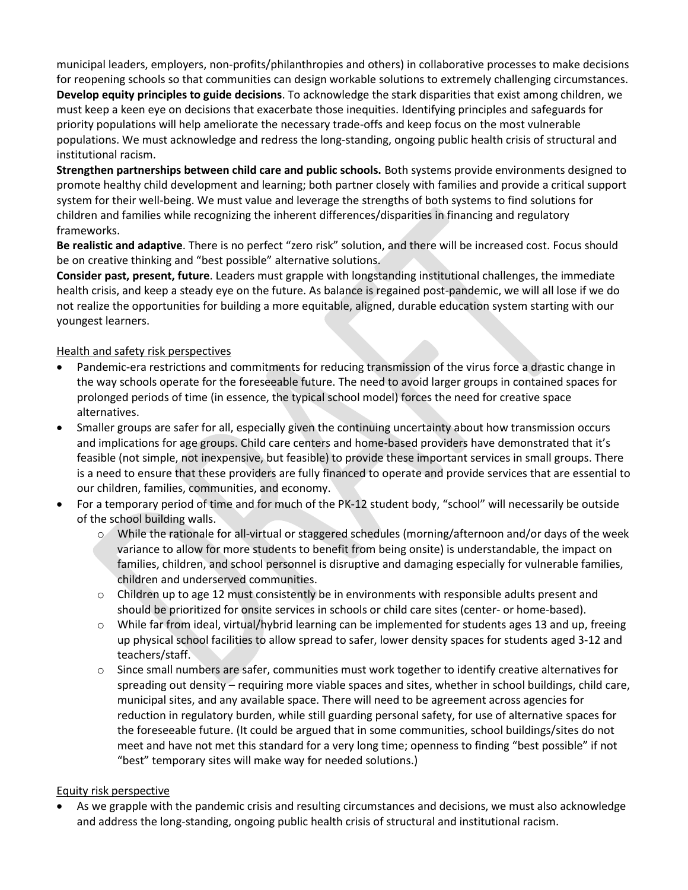municipal leaders, employers, non-profits/philanthropies and others) in collaborative processes to make decisions for reopening schools so that communities can design workable solutions to extremely challenging circumstances.

**Develop equity principles to guide decisions**. To acknowledge the stark disparities that exist among children, we must keep a keen eye on decisions that exacerbate those inequities. Identifying principles and safeguards for priority populations will help ameliorate the necessary trade-offs and keep focus on the most vulnerable populations. We must acknowledge and redress the long-standing, ongoing public health crisis of structural and institutional racism.

**Strengthen partnerships between child care and public schools.** Both systems provide environments designed to promote healthy child development and learning; both partner closely with families and provide a critical support system for their well-being. We must value and leverage the strengths of both systems to find solutions for children and families while recognizing the inherent differences/disparities in financing and regulatory frameworks.

**Be realistic and adaptive**. There is no perfect "zero risk" solution, and there will be increased cost. Focus should be on creative thinking and "best possible" alternative solutions.

**Consider past, present, future**. Leaders must grapple with longstanding institutional challenges, the immediate health crisis, and keep a steady eye on the future. As balance is regained post-pandemic, we will all lose if we do not realize the opportunities for building a more equitable, aligned, durable education system starting with our youngest learners.

<u>Health and safety risk perspectives</u>

- Pandemic-era restrictions and commitments for reducing transmission of the virus force a drastic change in the way schools operate for the foreseeable future. The need to avoid larger groups in contained spaces for prolonged periods of time (in essence, the typical school model) forces the need for creative space alternatives.
- Smaller groups are safer for all, especially given the continuing uncertainty about how transmission occurs and implications for age groups. Child care centers and home-based providers have demonstrated that it's feasible (not simple, not inexpensive, but feasible) to provide these important services in small groups. There is a need to ensure that these providers are fully financed to operate and provide services that are essential to our children, families, communities, and economy.
- For a temporary period of time and for much of the PK-12 student body, "school" will necessarily be outside of the school building walls.
  - While the rationale for all-virtual or staggered schedules (morning/afternoon and/or days of the week variance to allow for more students to benefit from being onsite) is understandable, the impact on families, children, and school personnel is disruptive and damaging especially for vulnerable families, children and underserved communities.
  - Children up to age 12 must consistently be in environments with responsible adults present and should be prioritized for onsite services in schools or child care sites (center- or home-based).
  - While far from ideal, virtual/hybrid learning can be implemented for students ages 13 and up, freeing up physical school facilities to allow spread to safer, lower density spaces for students aged 3-12 and teachers/staff.
  - Since small numbers are safer, communities must work together to identify creative alternatives for spreading out density – requiring more viable spaces and sites, whether in school buildings, child care, municipal sites, and any available space. There will need to be agreement across agencies for reduction in regulatory burden, while still guarding personal safety, for use of alternative spaces for the foreseeable future. (It could be argued that in some communities, school buildings/sites do not meet and have not met this standard for a very long time; openness to finding "best possible" if not "best" temporary sites will make way for needed solutions.)

<u>Equity risk perspective</u>

- As we grapple with the pandemic crisis and resulting circumstances and decisions, we must also acknowledge and address the long-standing, ongoing public health crisis of structural and institutional racism.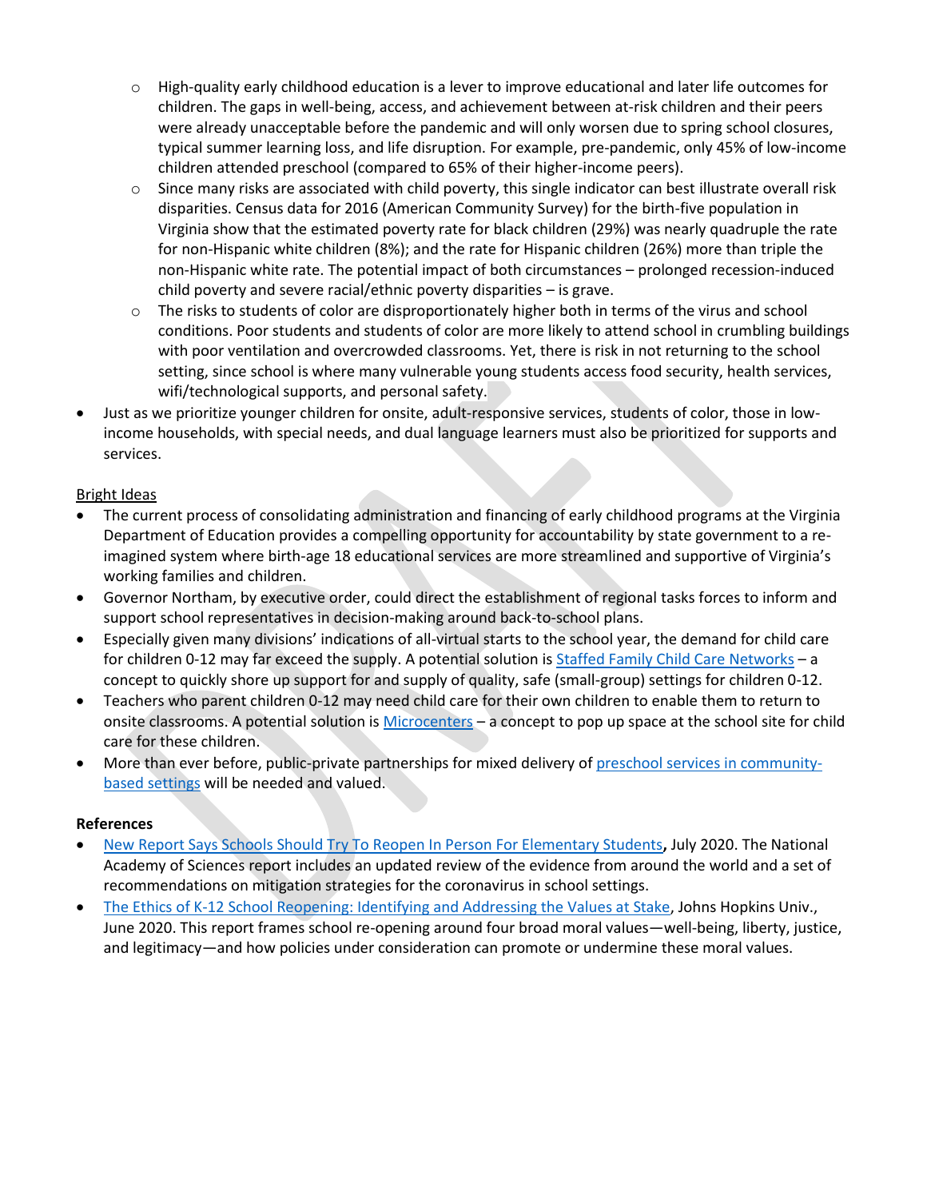- High-quality early childhood education is a lever to improve educational and later life outcomes for children. The gaps in well-being, access, and achievement between at-risk children and their peers were already unacceptable before the pandemic and will only worsen due to spring school closures, typical summer learning loss, and life disruption. For example, pre-pandemic, only 45% of low-income children attended preschool (compared to 65% of their higher-income peers).
    - Since many risks are associated with child poverty, this single indicator can best illustrate overall risk disparities. Census data for 2016 (American Community Survey) for the birth-five population in Virginia show that the estimated poverty rate for black children (29%) was nearly quadruple the rate for non-Hispanic white children (8%); and the rate for Hispanic children (26%) more than triple the non-Hispanic white rate. The potential impact of both circumstances – prolonged recession-induced child poverty and severe racial/ethnic poverty disparities – is grave.
    - The risks to students of color are disproportionately higher both in terms of the virus and school conditions. Poor students and students of color are more likely to attend school in crumbling buildings with poor ventilation and overcrowded classrooms. Yet, there is risk in not returning to the school setting, since school is where many vulnerable young students access food security, health services, wifi/technological supports, and personal safety.
- Just as we prioritize younger children for onsite, adult-responsive services, students of color, those in low-income households, with special needs, and dual language learners must also be prioritized for supports and services.

<u>Bright Ideas</u>

- The current process of consolidating administration and financing of early childhood programs at the Virginia Department of Education provides a compelling opportunity for accountability by state government to a re-imagined system where birth-age 18 educational services are more streamlined and supportive of Virginia's working families and children.
- Governor Northam, by executive order, could direct the establishment of regional tasks forces to inform and support school representatives in decision-making around back-to-school plans.
- Especially given many divisions' indications of all-virtual starts to the school year, the demand for child care for children 0-12 may far exceed the supply. A potential solution is Staffed Family Child Care Networks – a concept to quickly shore up support for and supply of quality, safe (small-group) settings for children 0-12.
- Teachers who parent children 0-12 may need child care for their own children to enable them to return to onsite classrooms. A potential solution is Microcenters – a concept to pop up space at the school site for child care for these children.
- More than ever before, public-private partnerships for mixed delivery of preschool services in community-based settings will be needed and valued.

**References**

- New Report Says Schools Should Try To Reopen In Person For Elementary Students**,** July 2020. The National Academy of Sciences report includes an updated review of the evidence from around the world and a set of recommendations on mitigation strategies for the coronavirus in school settings.
- The Ethics of K-12 School Reopening: Identifying and Addressing the Values at Stake, Johns Hopkins Univ., June 2020. This report frames school re-opening around four broad moral values—well-being, liberty, justice, and legitimacy—and how policies under consideration can promote or undermine these moral values.